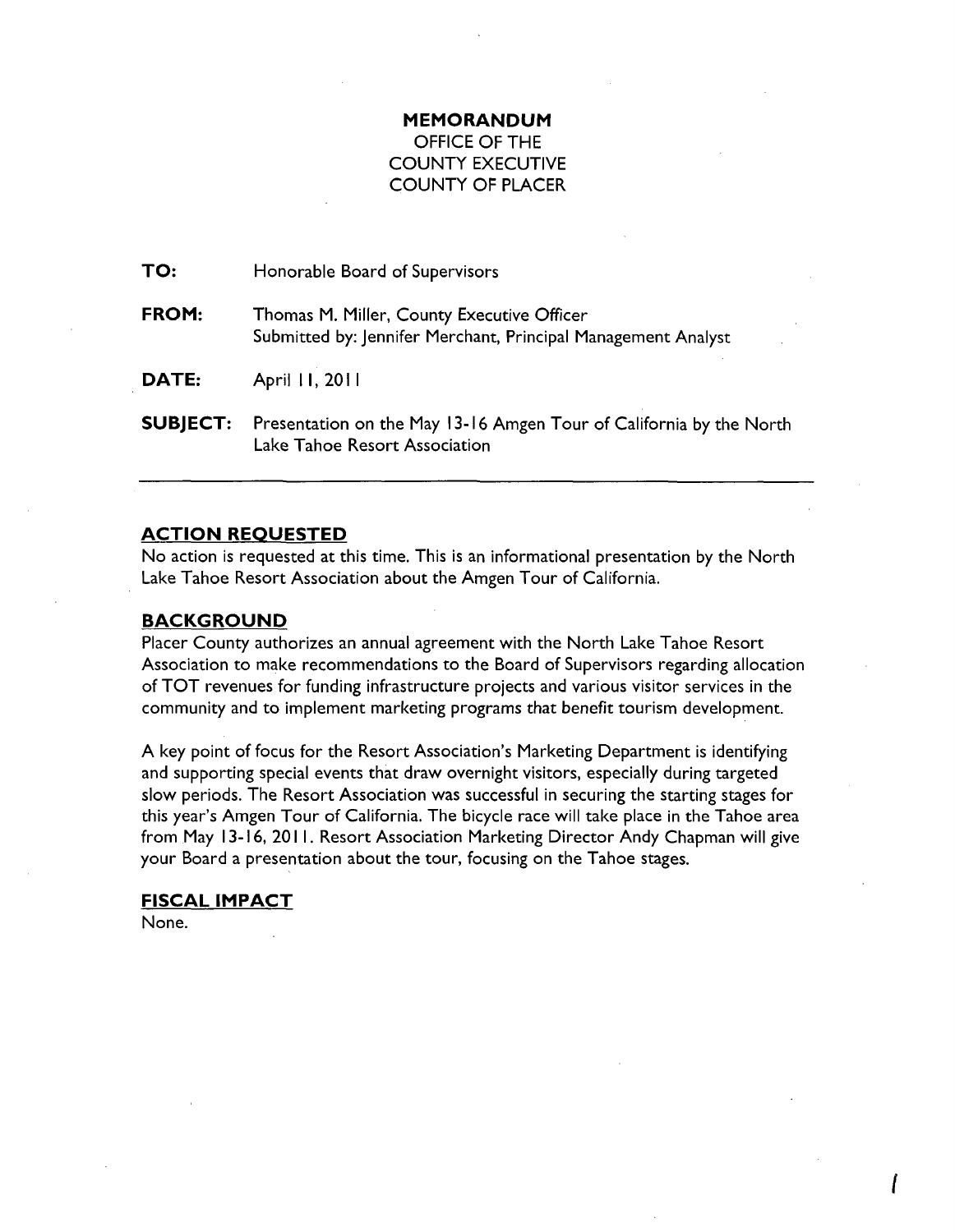# MEMORANDUM

OFFICE OF THE
COUNTY EXECUTIVE
COUNTY OF PLACER

**TO:** Honorable Board of Supervisors

**FROM:** Thomas M. Miller, County Executive Officer
Submitted by: Jennifer Merchant, Principal Management Analyst

**DATE:** April 11, 2011

**SUBJECT:** Presentation on the May 13-16 Amgen Tour of California by the North Lake Tahoe Resort Association

---

## ACTION REQUESTED

No action is requested at this time. This is an informational presentation by the North Lake Tahoe Resort Association about the Amgen Tour of California.

## BACKGROUND

Placer County authorizes an annual agreement with the North Lake Tahoe Resort Association to make recommendations to the Board of Supervisors regarding allocation of TOT revenues for funding infrastructure projects and various visitor services in the community and to implement marketing programs that benefit tourism development.

A key point of focus for the Resort Association's Marketing Department is identifying and supporting special events that draw overnight visitors, especially during targeted slow periods. The Resort Association was successful in securing the starting stages for this year's Amgen Tour of California. The bicycle race will take place in the Tahoe area from May 13-16, 2011. Resort Association Marketing Director Andy Chapman will give your Board a presentation about the tour, focusing on the Tahoe stages.

## FISCAL IMPACT

None.